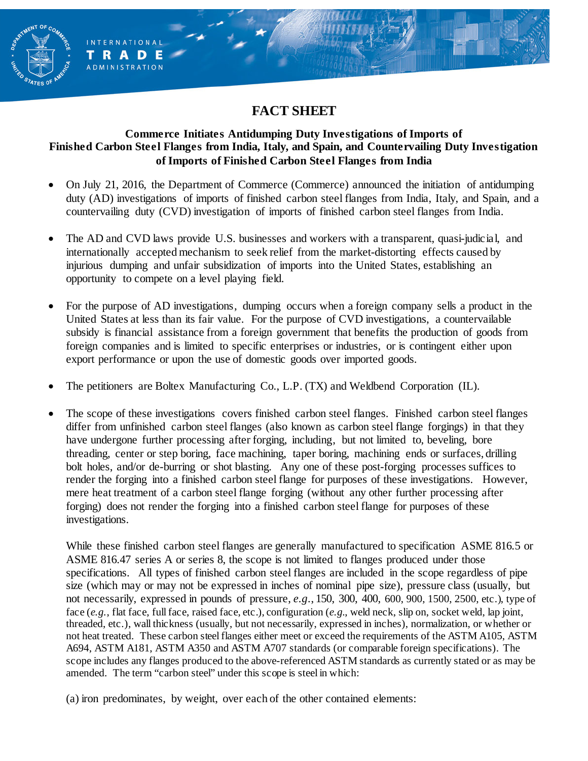# FACT SHEET

**Commerce Initiates Antidumping Duty Investigations of Imports of Finished Carbon Steel Flanges from India, Italy, and Spain, and Countervailing Duty Investigation of Imports of Finished Carbon Steel Flanges from India**

- On July 21, 2016, the Department of Commerce (Commerce) announced the initiation of antidumping duty (AD) investigations of imports of finished carbon steel flanges from India, Italy, and Spain, and a countervailing duty (CVD) investigation of imports of finished carbon steel flanges from India.

- The AD and CVD laws provide U.S. businesses and workers with a transparent, quasi-judicial, and internationally accepted mechanism to seek relief from the market-distorting effects caused by injurious dumping and unfair subsidization of imports into the United States, establishing an opportunity to compete on a level playing field.

- For the purpose of AD investigations, dumping occurs when a foreign company sells a product in the United States at less than its fair value. For the purpose of CVD investigations, a countervailable subsidy is financial assistance from a foreign government that benefits the production of goods from foreign companies and is limited to specific enterprises or industries, or is contingent either upon export performance or upon the use of domestic goods over imported goods.

- The petitioners are Boltex Manufacturing Co., L.P. (TX) and Weldbend Corporation (IL).

- The scope of these investigations covers finished carbon steel flanges. Finished carbon steel flanges differ from unfinished carbon steel flanges (also known as carbon steel flange forgings) in that they have undergone further processing after forging, including, but not limited to, beveling, bore threading, center or step boring, face machining, taper boring, machining ends or surfaces, drilling bolt holes, and/or de-burring or shot blasting. Any one of these post-forging processes suffices to render the forging into a finished carbon steel flange for purposes of these investigations. However, mere heat treatment of a carbon steel flange forging (without any other further processing after forging) does not render the forging into a finished carbon steel flange for purposes of these investigations.

  While these finished carbon steel flanges are generally manufactured to specification ASME 816.5 or ASME 816.47 series A or series 8, the scope is not limited to flanges produced under those specifications. All types of finished carbon steel flanges are included in the scope regardless of pipe size (which may or may not be expressed in inches of nominal pipe size), pressure class (usually, but not necessarily, expressed in pounds of pressure, *e.g.*, 150, 300, 400, 600, 900, 1500, 2500, etc.), type of face (*e.g.*, flat face, full face, raised face, etc.), configuration (*e.g.*, weld neck, slip on, socket weld, lap joint, threaded, etc.), wall thickness (usually, but not necessarily, expressed in inches), normalization, or whether or not heat treated. These carbon steel flanges either meet or exceed the requirements of the ASTM A105, ASTM A694, ASTM A181, ASTM A350 and ASTM A707 standards (or comparable foreign specifications). The scope includes any flanges produced to the above-referenced ASTM standards as currently stated or as may be amended. The term "carbon steel" under this scope is steel in which:

  (a) iron predominates, by weight, over each of the other contained elements: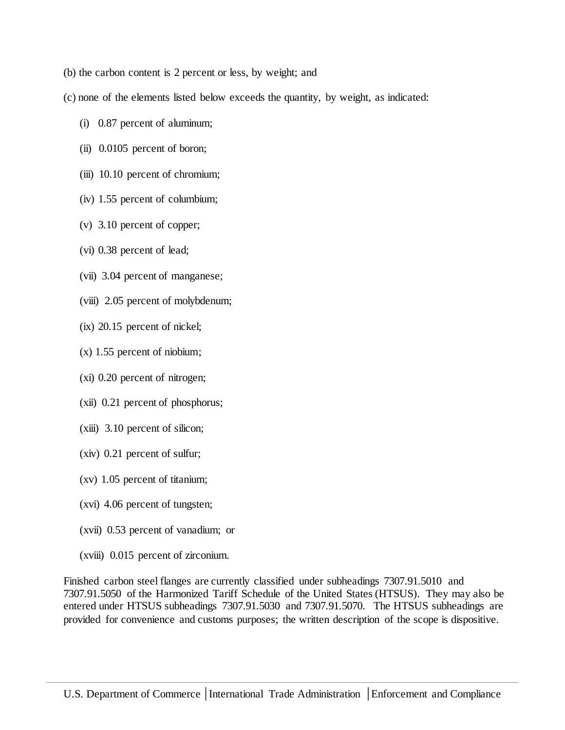(b) the carbon content is 2 percent or less, by weight; and

(c) none of the elements listed below exceeds the quantity, by weight, as indicated:

(i) 0.87 percent of aluminum;

(ii) 0.0105 percent of boron;

(iii) 10.10 percent of chromium;

(iv) 1.55 percent of columbium;

(v) 3.10 percent of copper;

(vi) 0.38 percent of lead;

(vii) 3.04 percent of manganese;

(viii) 2.05 percent of molybdenum;

(ix) 20.15 percent of nickel;

(x) 1.55 percent of niobium;

(xi) 0.20 percent of nitrogen;

(xii) 0.21 percent of phosphorus;

(xiii) 3.10 percent of silicon;

(xiv) 0.21 percent of sulfur;

(xv) 1.05 percent of titanium;

(xvi) 4.06 percent of tungsten;

(xvii) 0.53 percent of vanadium; or

(xviii) 0.015 percent of zirconium.

Finished carbon steel flanges are currently classified under subheadings 7307.91.5010 and 7307.91.5050 of the Harmonized Tariff Schedule of the United States (HTSUS). They may also be entered under HTSUS subheadings 7307.91.5030 and 7307.91.5070. The HTSUS subheadings are provided for convenience and customs purposes; the written description of the scope is dispositive.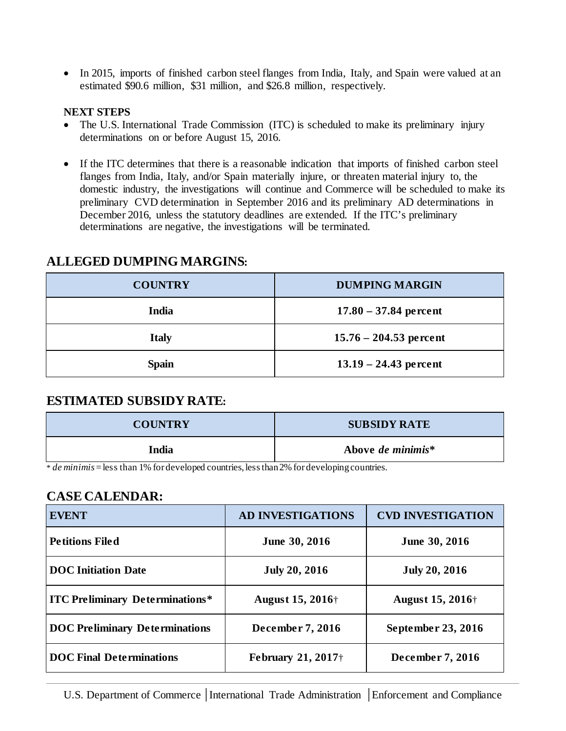- In 2015, imports of finished carbon steel flanges from India, Italy, and Spain were valued at an estimated $90.6 million, $31 million, and $26.8 million, respectively.

**NEXT STEPS**

- The U.S. International Trade Commission (ITC) is scheduled to make its preliminary injury determinations on or before August 15, 2016.
- If the ITC determines that there is a reasonable indication that imports of finished carbon steel flanges from India, Italy, and/or Spain materially injure, or threaten material injury to, the domestic industry, the investigations will continue and Commerce will be scheduled to make its preliminary CVD determination in September 2016 and its preliminary AD determinations in December 2016, unless the statutory deadlines are extended. If the ITC's preliminary determinations are negative, the investigations will be terminated.

## ALLEGED DUMPING MARGINS:

| COUNTRY | DUMPING MARGIN |
|---|---|
| **India** | **17.80 – 37.84 percent** |
| **Italy** | **15.76 – 204.53 percent** |
| **Spain** | **13.19 – 24.43 percent** |

## ESTIMATED SUBSIDY RATE:

| COUNTRY | SUBSIDY RATE |
|---|---|
| **India** | **Above *de minimis*** * |

* *de minimis* = less than 1% for developed countries, less than 2% for developing countries.

## CASE CALENDAR:

| EVENT | AD INVESTIGATIONS | CVD INVESTIGATION |
|---|---|---|
| **Petitions Filed** | **June 30, 2016** | **June 30, 2016** |
| **DOC Initiation Date** | **July 20, 2016** | **July 20, 2016** |
| **ITC Preliminary Determinations*** | **August 15, 2016†** | **August 15, 2016†** |
| **DOC Preliminary Determinations** | **December 7, 2016** | **September 23, 2016** |
| **DOC Final Determinations** | **February 21, 2017†** | **December 7, 2016** |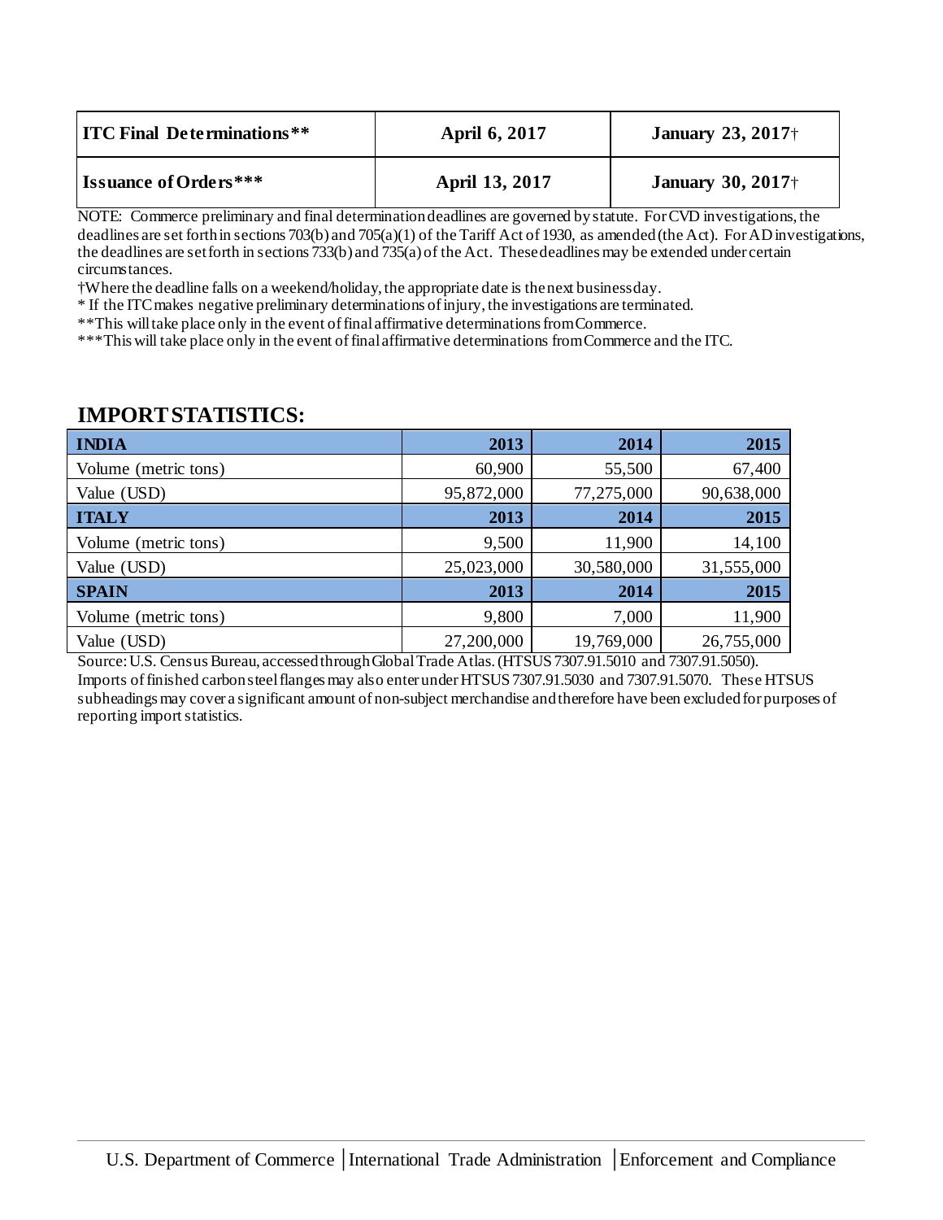| | | |
|---|---|---|
| **ITC Final Determinations**** | **April 6, 2017** | **January 23, 2017†** |
| **Issuance of Orders***** | **April 13, 2017** | **January 30, 2017†** |

NOTE: Commerce preliminary and final determination deadlines are governed by statute. For CVD investigations, the deadlines are set forth in sections 703(b) and 705(a)(1) of the Tariff Act of 1930, as amended (the Act). For AD investigations, the deadlines are set forth in sections 733(b) and 735(a) of the Act. These deadlines may be extended under certain circumstances.

†Where the deadline falls on a weekend/holiday, the appropriate date is the next business day.

* If the ITC makes negative preliminary determinations of injury, the investigations are terminated.

**This will take place only in the event of final affirmative determinations from Commerce.

***This will take place only in the event of final affirmative determinations from Commerce and the ITC.

## IMPORT STATISTICS:

| **INDIA** | **2013** | **2014** | **2015** |
|---|---|---|---|
| Volume (metric tons) | 60,900 | 55,500 | 67,400 |
| Value (USD) | 95,872,000 | 77,275,000 | 90,638,000 |
| **ITALY** | **2013** | **2014** | **2015** |
| Volume (metric tons) | 9,500 | 11,900 | 14,100 |
| Value (USD) | 25,023,000 | 30,580,000 | 31,555,000 |
| **SPAIN** | **2013** | **2014** | **2015** |
| Volume (metric tons) | 9,800 | 7,000 | 11,900 |
| Value (USD) | 27,200,000 | 19,769,000 | 26,755,000 |

Source: U.S. Census Bureau, accessed through Global Trade Atlas. (HTSUS 7307.91.5010 and 7307.91.5050). Imports of finished carbon steel flanges may also enter under HTSUS 7307.91.5030 and 7307.91.5070. These HTSUS subheadings may cover a significant amount of non-subject merchandise and therefore have been excluded for purposes of reporting import statistics.